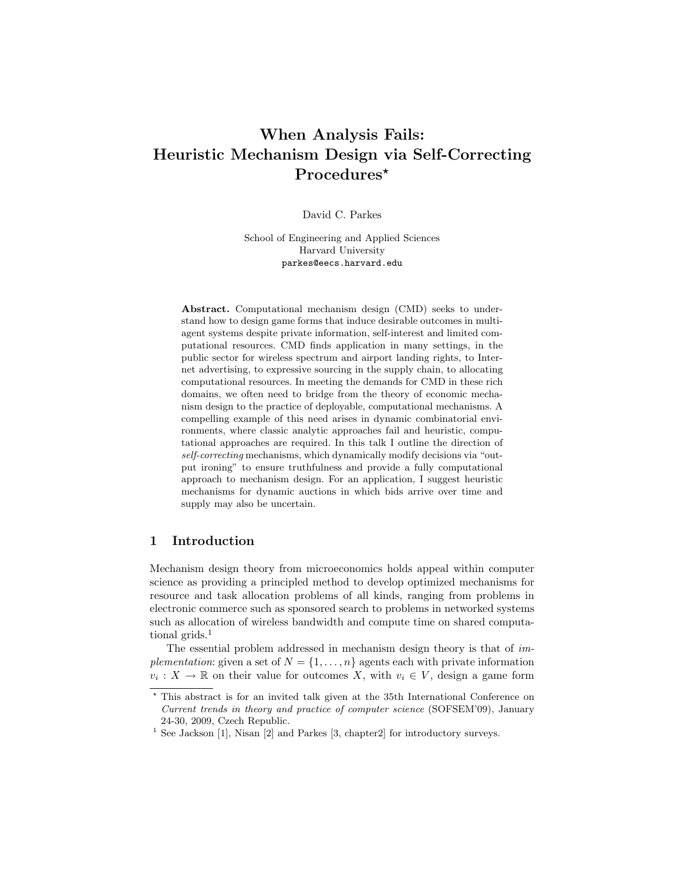# When Analysis Fails: Heuristic Mechanism Design via Self-Correcting Procedures*

David C. Parkes

School of Engineering and Applied Sciences
Harvard University
parkes@eecs.harvard.edu

**Abstract.** Computational mechanism design (CMD) seeks to understand how to design game forms that induce desirable outcomes in multi-agent systems despite private information, self-interest and limited computational resources. CMD finds application in many settings, in the public sector for wireless spectrum and airport landing rights, to Internet advertising, to expressive sourcing in the supply chain, to allocating computational resources. In meeting the demands for CMD in these rich domains, we often need to bridge from the theory of economic mechanism design to the practice of deployable, computational mechanisms. A compelling example of this need arises in dynamic combinatorial environments, where classic analytic approaches fail and heuristic, computational approaches are required. In this talk I outline the direction of *self-correcting* mechanisms, which dynamically modify decisions via "output ironing" to ensure truthfulness and provide a fully computational approach to mechanism design. For an application, I suggest heuristic mechanisms for dynamic auctions in which bids arrive over time and supply may also be uncertain.

## 1 Introduction

Mechanism design theory from microeconomics holds appeal within computer science as providing a principled method to develop optimized mechanisms for resource and task allocation problems of all kinds, ranging from problems in electronic commerce such as sponsored search to problems in networked systems such as allocation of wireless bandwidth and compute time on shared computational grids.[1]

The essential problem addressed in mechanism design theory is that of *implementation*: given a set of $N = \{1, \ldots, n\}$ agents each with private information $v_i : X \rightarrow \mathbb{R}$ on their value for outcomes $X$, with $v_i \in V$, design a game form

---

* This abstract is for an invited talk given at the 35th International Conference on *Current trends in theory and practice of computer science* (SOFSEM'09), January 24-30, 2009, Czech Republic.

[1] See Jackson [1], Nisan [2] and Parkes [3, chapter2] for introductory surveys.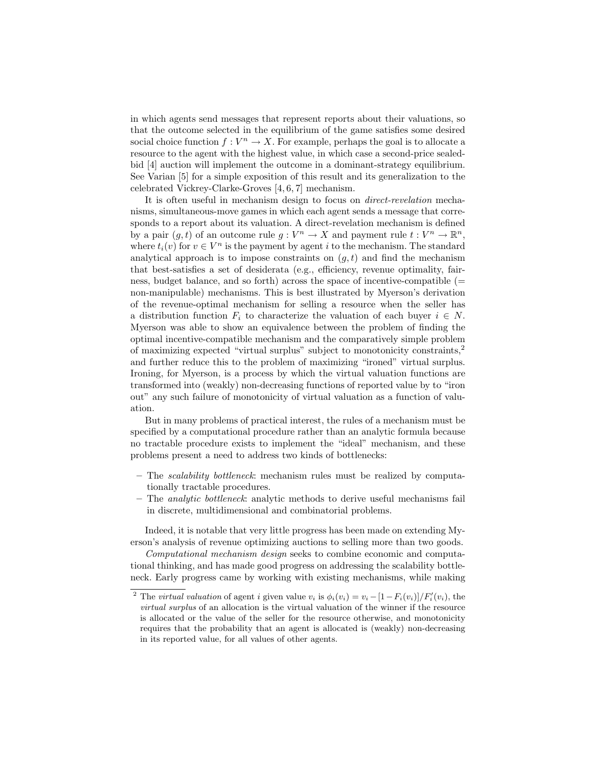in which agents send messages that represent reports about their valuations, so that the outcome selected in the equilibrium of the game satisfies some desired social choice function $f : V^n \to X$. For example, perhaps the goal is to allocate a resource to the agent with the highest value, in which case a second-price sealed-bid [4] auction will implement the outcome in a dominant-strategy equilibrium. See Varian [5] for a simple exposition of this result and its generalization to the celebrated Vickrey-Clarke-Groves [4, 6, 7] mechanism.

It is often useful in mechanism design to focus on *direct-revelation* mechanisms, simultaneous-move games in which each agent sends a message that corresponds to a report about its valuation. A direct-revelation mechanism is defined by a pair $(g, t)$ of an outcome rule $g : V^n \to X$ and payment rule $t : V^n \to \mathbb{R}^n$, where $t_i(v)$ for $v \in V^n$ is the payment by agent $i$ to the mechanism. The standard analytical approach is to impose constraints on $(g, t)$ and find the mechanism that best-satisfies a set of desiderata (e.g., efficiency, revenue optimality, fairness, budget balance, and so forth) across the space of incentive-compatible (= non-manipulable) mechanisms. This is best illustrated by Myerson's derivation of the revenue-optimal mechanism for selling a resource when the seller has a distribution function $F_i$ to characterize the valuation of each buyer $i \in N$. Myerson was able to show an equivalence between the problem of finding the optimal incentive-compatible mechanism and the comparatively simple problem of maximizing expected "virtual surplus" subject to monotonicity constraints,[2] and further reduce this to the problem of maximizing "ironed" virtual surplus. Ironing, for Myerson, is a process by which the virtual valuation functions are transformed into (weakly) non-decreasing functions of reported value by to "iron out" any such failure of monotonicity of virtual valuation as a function of valuation.

But in many problems of practical interest, the rules of a mechanism must be specified by a computational procedure rather than an analytic formula because no tractable procedure exists to implement the "ideal" mechanism, and these problems present a need to address two kinds of bottlenecks:

- The *scalability bottleneck*: mechanism rules must be realized by computationally tractable procedures.
- The *analytic bottleneck*: analytic methods to derive useful mechanisms fail in discrete, multidimensional and combinatorial problems.

Indeed, it is notable that very little progress has been made on extending Myerson's analysis of revenue optimizing auctions to selling more than two goods.

*Computational mechanism design* seeks to combine economic and computational thinking, and has made good progress on addressing the scalability bottleneck. Early progress came by working with existing mechanisms, while making

[2] The *virtual valuation* of agent $i$ given value $v_i$ is $\phi_i(v_i) = v_i - [1 - F_i(v_i)]/F_i'(v_i)$, the *virtual surplus* of an allocation is the virtual valuation of the winner if the resource is allocated or the value of the seller for the resource otherwise, and monotonicity requires that the probability that an agent is allocated is (weakly) non-decreasing in its reported value, for all values of other agents.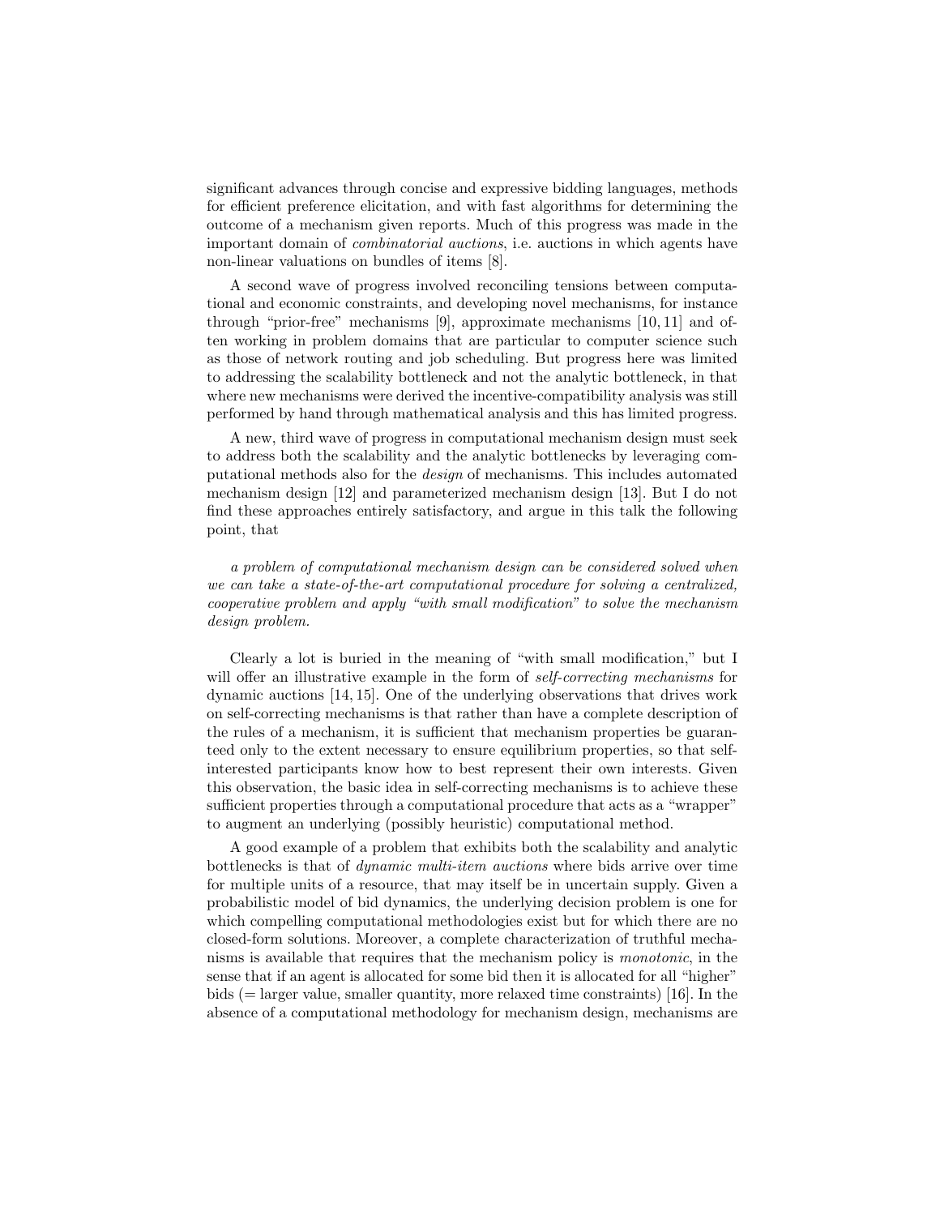significant advances through concise and expressive bidding languages, methods for efficient preference elicitation, and with fast algorithms for determining the outcome of a mechanism given reports. Much of this progress was made in the important domain of *combinatorial auctions*, i.e. auctions in which agents have non-linear valuations on bundles of items [8].

A second wave of progress involved reconciling tensions between computational and economic constraints, and developing novel mechanisms, for instance through "prior-free" mechanisms [9], approximate mechanisms [10, 11] and often working in problem domains that are particular to computer science such as those of network routing and job scheduling. But progress here was limited to addressing the scalability bottleneck and not the analytic bottleneck, in that where new mechanisms were derived the incentive-compatibility analysis was still performed by hand through mathematical analysis and this has limited progress.

A new, third wave of progress in computational mechanism design must seek to address both the scalability and the analytic bottlenecks by leveraging computational methods also for the *design* of mechanisms. This includes automated mechanism design [12] and parameterized mechanism design [13]. But I do not find these approaches entirely satisfactory, and argue in this talk the following point, that

*a problem of computational mechanism design can be considered solved when we can take a state-of-the-art computational procedure for solving a centralized, cooperative problem and apply "with small modification" to solve the mechanism design problem.*

Clearly a lot is buried in the meaning of "with small modification," but I will offer an illustrative example in the form of *self-correcting mechanisms* for dynamic auctions [14, 15]. One of the underlying observations that drives work on self-correcting mechanisms is that rather than have a complete description of the rules of a mechanism, it is sufficient that mechanism properties be guaranteed only to the extent necessary to ensure equilibrium properties, so that self-interested participants know how to best represent their own interests. Given this observation, the basic idea in self-correcting mechanisms is to achieve these sufficient properties through a computational procedure that acts as a "wrapper" to augment an underlying (possibly heuristic) computational method.

A good example of a problem that exhibits both the scalability and analytic bottlenecks is that of *dynamic multi-item auctions* where bids arrive over time for multiple units of a resource, that may itself be in uncertain supply. Given a probabilistic model of bid dynamics, the underlying decision problem is one for which compelling computational methodologies exist but for which there are no closed-form solutions. Moreover, a complete characterization of truthful mechanisms is available that requires that the mechanism policy is *monotonic*, in the sense that if an agent is allocated for some bid then it is allocated for all "higher" bids (= larger value, smaller quantity, more relaxed time constraints) [16]. In the absence of a computational methodology for mechanism design, mechanisms are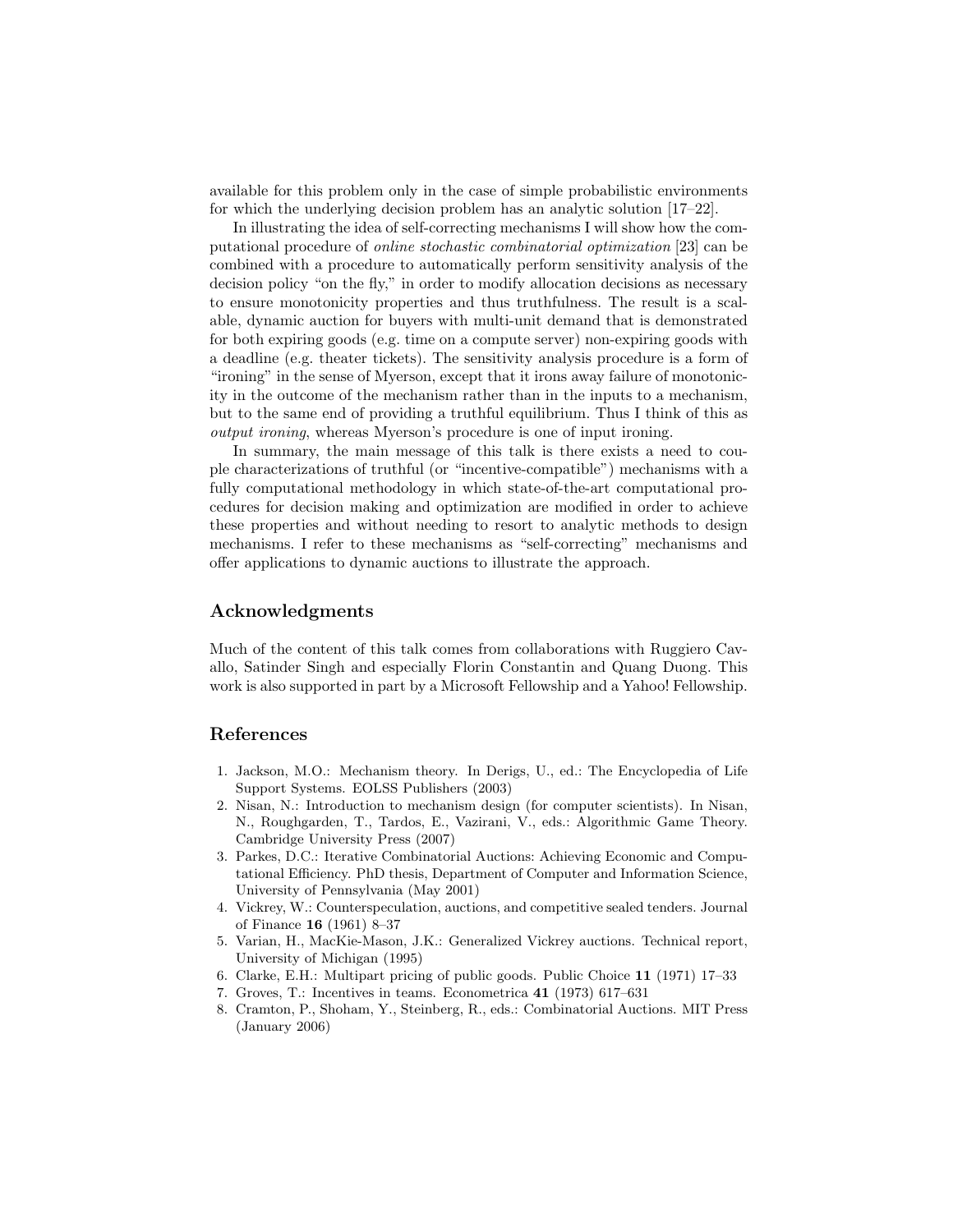available for this problem only in the case of simple probabilistic environments for which the underlying decision problem has an analytic solution [17–22].

In illustrating the idea of self-correcting mechanisms I will show how the computational procedure of *online stochastic combinatorial optimization* [23] can be combined with a procedure to automatically perform sensitivity analysis of the decision policy "on the fly," in order to modify allocation decisions as necessary to ensure monotonicity properties and thus truthfulness. The result is a scalable, dynamic auction for buyers with multi-unit demand that is demonstrated for both expiring goods (e.g. time on a compute server) non-expiring goods with a deadline (e.g. theater tickets). The sensitivity analysis procedure is a form of "ironing" in the sense of Myerson, except that it irons away failure of monotonicity in the outcome of the mechanism rather than in the inputs to a mechanism, but to the same end of providing a truthful equilibrium. Thus I think of this as *output ironing*, whereas Myerson's procedure is one of input ironing.

In summary, the main message of this talk is there exists a need to couple characterizations of truthful (or "incentive-compatible") mechanisms with a fully computational methodology in which state-of-the-art computational procedures for decision making and optimization are modified in order to achieve these properties and without needing to resort to analytic methods to design mechanisms. I refer to these mechanisms as "self-correcting" mechanisms and offer applications to dynamic auctions to illustrate the approach.

## Acknowledgments

Much of the content of this talk comes from collaborations with Ruggiero Cavallo, Satinder Singh and especially Florin Constantin and Quang Duong. This work is also supported in part by a Microsoft Fellowship and a Yahoo! Fellowship.

## References

1. Jackson, M.O.: Mechanism theory. In Derigs, U., ed.: The Encyclopedia of Life Support Systems. EOLSS Publishers (2003)
2. Nisan, N.: Introduction to mechanism design (for computer scientists). In Nisan, N., Roughgarden, T., Tardos, E., Vazirani, V., eds.: Algorithmic Game Theory. Cambridge University Press (2007)
3. Parkes, D.C.: Iterative Combinatorial Auctions: Achieving Economic and Computational Efficiency. PhD thesis, Department of Computer and Information Science, University of Pennsylvania (May 2001)
4. Vickrey, W.: Counterspeculation, auctions, and competitive sealed tenders. Journal of Finance **16** (1961) 8–37
5. Varian, H., MacKie-Mason, J.K.: Generalized Vickrey auctions. Technical report, University of Michigan (1995)
6. Clarke, E.H.: Multipart pricing of public goods. Public Choice **11** (1971) 17–33
7. Groves, T.: Incentives in teams. Econometrica **41** (1973) 617–631
8. Cramton, P., Shoham, Y., Steinberg, R., eds.: Combinatorial Auctions. MIT Press (January 2006)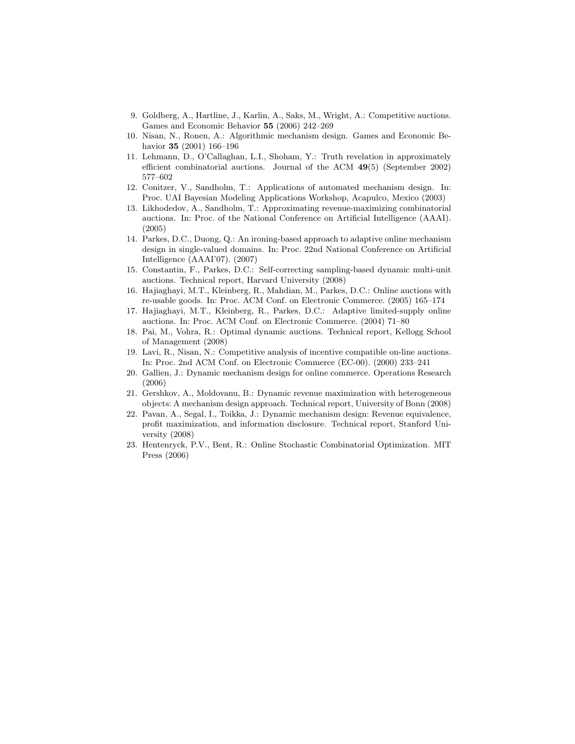9. Goldberg, A., Hartline, J., Karlin, A., Saks, M., Wright, A.: Competitive auctions. Games and Economic Behavior **55** (2006) 242–269
10. Nisan, N., Ronen, A.: Algorithmic mechanism design. Games and Economic Behavior **35** (2001) 166–196
11. Lehmann, D., O'Callaghan, L.I., Shoham, Y.: Truth revelation in approximately efficient combinatorial auctions. Journal of the ACM **49**(5) (September 2002) 577–602
12. Conitzer, V., Sandholm, T.: Applications of automated mechanism design. In: Proc. UAI Bayesian Modeling Applications Workshop, Acapulco, Mexico (2003)
13. Likhodedov, A., Sandholm, T.: Approximating revenue-maximizing combinatorial auctions. In: Proc. of the National Conference on Artificial Intelligence (AAAI). (2005)
14. Parkes, D.C., Duong, Q.: An ironing-based approach to adaptive online mechanism design in single-valued domains. In: Proc. 22nd National Conference on Artificial Intelligence (AAAI'07). (2007)
15. Constantin, F., Parkes, D.C.: Self-correcting sampling-based dynamic multi-unit auctions. Technical report, Harvard University (2008)
16. Hajiaghayi, M.T., Kleinberg, R., Mahdian, M., Parkes, D.C.: Online auctions with re-usable goods. In: Proc. ACM Conf. on Electronic Commerce. (2005) 165–174
17. Hajiaghayi, M.T., Kleinberg, R., Parkes, D.C.: Adaptive limited-supply online auctions. In: Proc. ACM Conf. on Electronic Commerce. (2004) 71–80
18. Pai, M., Vohra, R.: Optimal dynamic auctions. Technical report, Kellogg School of Management (2008)
19. Lavi, R., Nisan, N.: Competitive analysis of incentive compatible on-line auctions. In: Proc. 2nd ACM Conf. on Electronic Commerce (EC-00). (2000) 233–241
20. Gallien, J.: Dynamic mechanism design for online commerce. Operations Research (2006)
21. Gershkov, A., Moldovanu, B.: Dynamic revenue maximization with heterogeneous objects: A mechanism design approach. Technical report, University of Bonn (2008)
22. Pavan, A., Segal, I., Toikka, J.: Dynamic mechanism design: Revenue equivalence, profit maximization, and information disclosure. Technical report, Stanford University (2008)
23. Hentenryck, P.V., Bent, R.: Online Stochastic Combinatorial Optimization. MIT Press (2006)